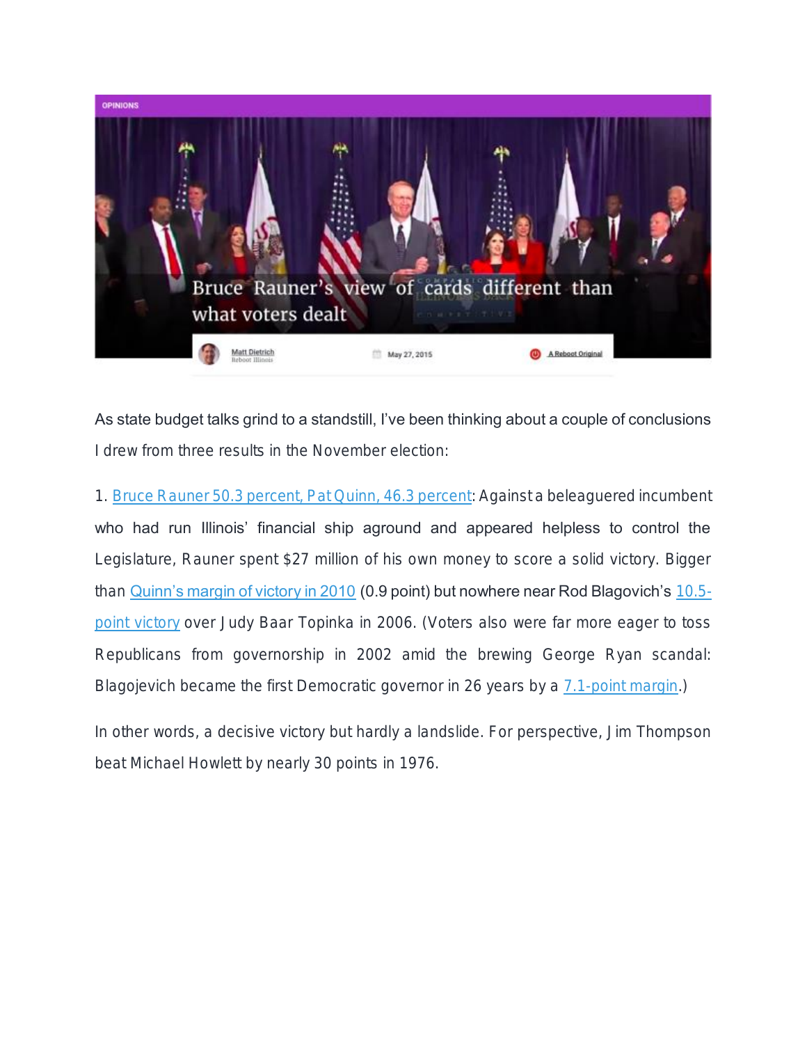OPINIONS

# Bruce Rauner's view of cards different than what voters dealt

Matt Dietrich
Reboot Illinois

May 27, 2015

A Reboot Original

As state budget talks grind to a standstill, I've been thinking about a couple of conclusions I drew from three results in the November election:

1. Bruce Rauner 50.3 percent, Pat Quinn, 46.3 percent: Against a beleaguered incumbent who had run Illinois' financial ship aground and appeared helpless to control the Legislature, Rauner spent $27 million of his own money to score a solid victory. Bigger than Quinn's margin of victory in 2010 (0.9 point) but nowhere near Rod Blagovich's 10.5-point victory over Judy Baar Topinka in 2006. (Voters also were far more eager to toss Republicans from governorship in 2002 amid the brewing George Ryan scandal: Blagojevich became the first Democratic governor in 26 years by a 7.1-point margin.)

In other words, a decisive victory but hardly a landslide. For perspective, Jim Thompson beat Michael Howlett by nearly 30 points in 1976.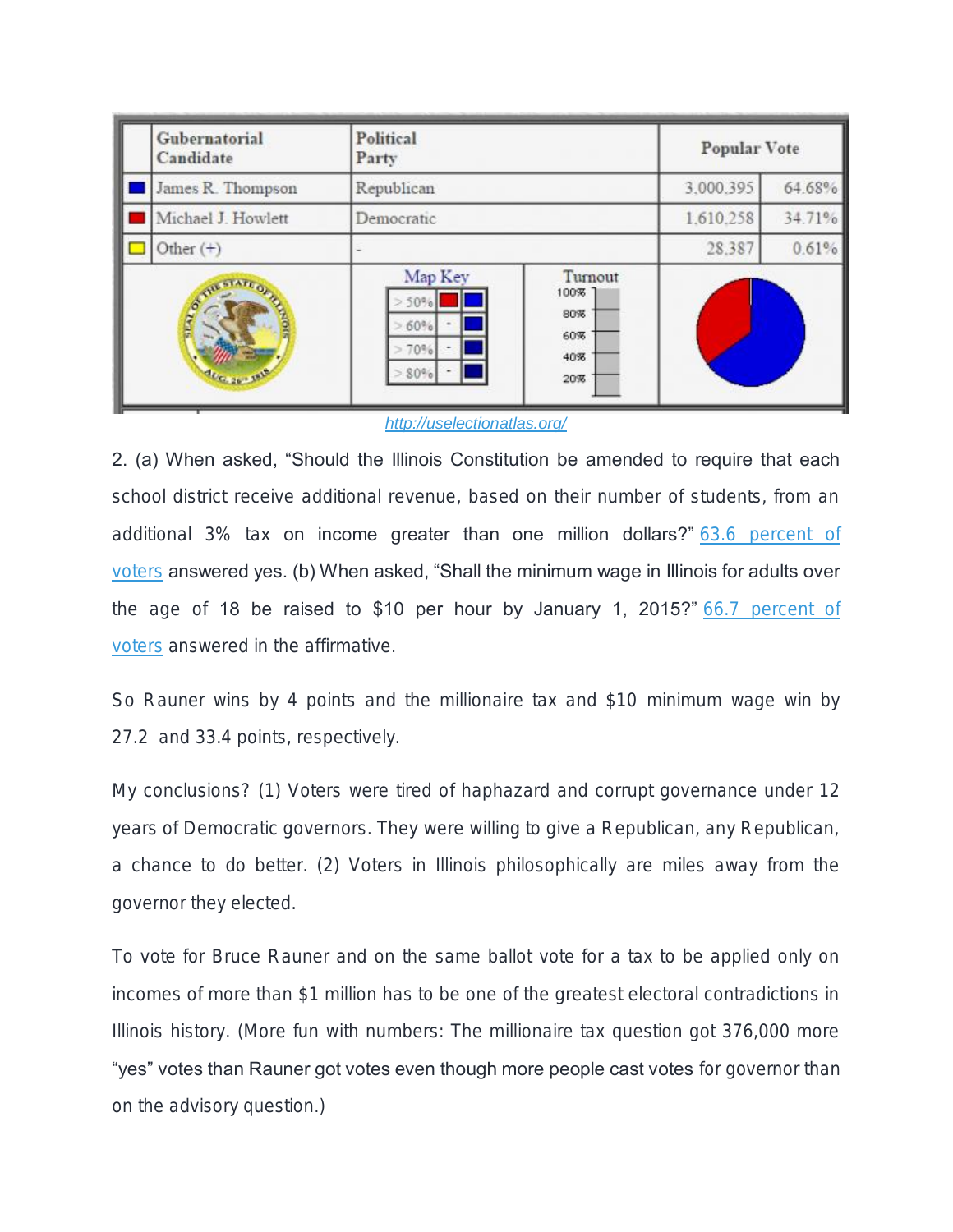| | Gubernatorial Candidate | Political Party | Popular Vote | |
|---|---|---|---|---|
| | James R. Thompson | Republican | 3,000,395 | 64.68% |
| | Michael J. Howlett | Democratic | 1,610,258 | 34.71% |
| | Other (+) | - | 28,387 | 0.61% |

http://uselectionatlas.org/

2. (a) When asked, “Should the Illinois Constitution be amended to require that each school district receive additional revenue, based on their number of students, from an additional 3% tax on income greater than one million dollars?” 63.6 percent of voters answered yes. (b) When asked, “Shall the minimum wage in Illinois for adults over the age of 18 be raised to $10 per hour by January 1, 2015?” 66.7 percent of voters answered in the affirmative.

So Rauner wins by 4 points and the millionaire tax and $10 minimum wage win by 27.2 and 33.4 points, respectively.

My conclusions? (1) Voters were tired of haphazard and corrupt governance under 12 years of Democratic governors. They were willing to give a Republican, any Republican, a chance to do better. (2) Voters in Illinois philosophically are miles away from the governor they elected.

To vote for Bruce Rauner and on the same ballot vote for a tax to be applied only on incomes of more than $1 million has to be one of the greatest electoral contradictions in Illinois history. (More fun with numbers: The millionaire tax question got 376,000 more “yes” votes than Rauner got votes even though more people cast votes for governor than on the advisory question.)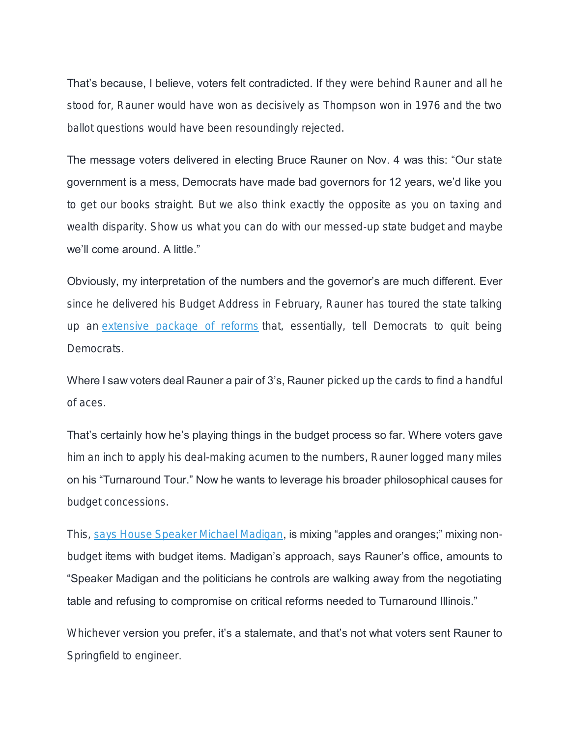That's because, I believe, voters felt contradicted. If they were behind Rauner and all he stood for, Rauner would have won as decisively as Thompson won in 1976 and the two ballot questions would have been resoundingly rejected.

The message voters delivered in electing Bruce Rauner on Nov. 4 was this: "Our state government is a mess, Democrats have made bad governors for 12 years, we'd like you to get our books straight. But we also think exactly the opposite as you on taxing and wealth disparity. Show us what you can do with our messed-up state budget and maybe we'll come around. A little."

Obviously, my interpretation of the numbers and the governor's are much different. Ever since he delivered his Budget Address in February, Rauner has toured the state talking up an [extensive package of reforms]() that, essentially, tell Democrats to quit being Democrats.

Where I saw voters deal Rauner a pair of 3's, Rauner picked up the cards to find a handful of aces.

That's certainly how he's playing things in the budget process so far. Where voters gave him an inch to apply his deal-making acumen to the numbers, Rauner logged many miles on his "Turnaround Tour." Now he wants to leverage his broader philosophical causes for budget concessions.

This, [says House Speaker Michael Madigan](), is mixing "apples and oranges;" mixing non-budget items with budget items. Madigan's approach, says Rauner's office, amounts to "Speaker Madigan and the politicians he controls are walking away from the negotiating table and refusing to compromise on critical reforms needed to Turnaround Illinois."

Whichever version you prefer, it's a stalemate, and that's not what voters sent Rauner to Springfield to engineer.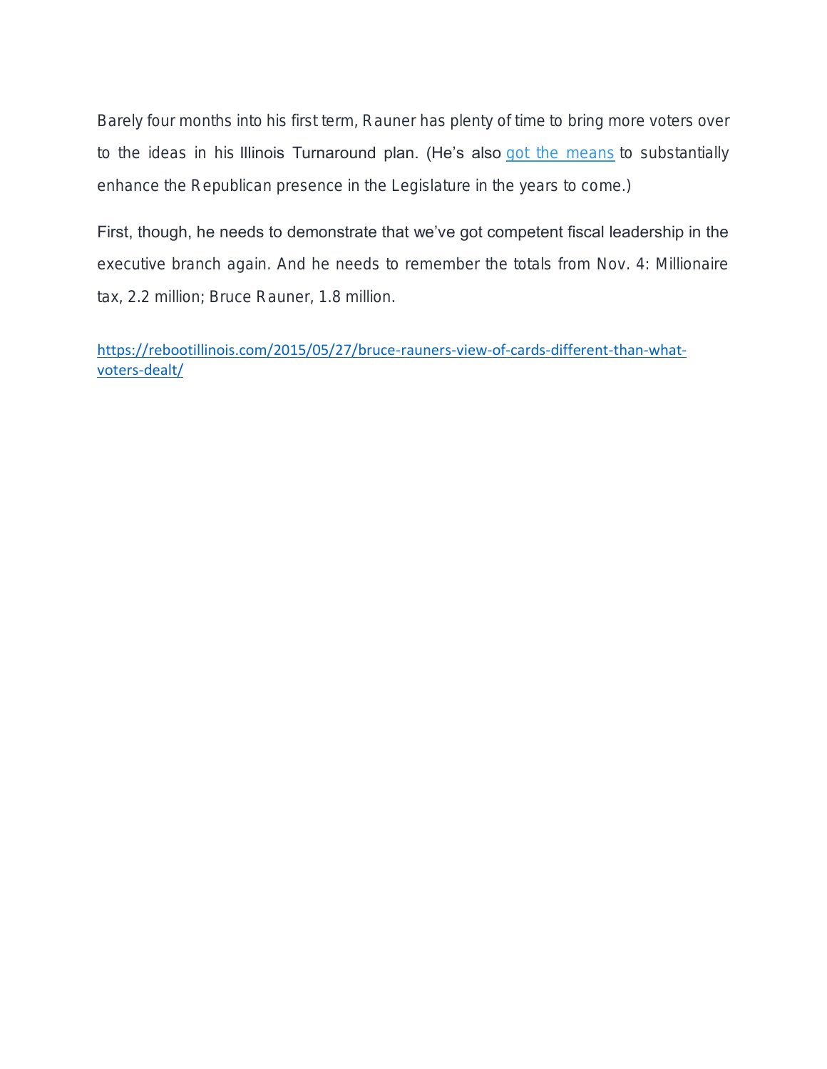Barely four months into his first term, Rauner has plenty of time to bring more voters over to the ideas in his Illinois Turnaround plan. (He's also [got the means]() to substantially enhance the Republican presence in the Legislature in the years to come.)

First, though, he needs to demonstrate that we've got competent fiscal leadership in the executive branch again. And he needs to remember the totals from Nov. 4: Millionaire tax, 2.2 million; Bruce Rauner, 1.8 million.

https://rebootillinois.com/2015/05/27/bruce-rauners-view-of-cards-different-than-what-voters-dealt/